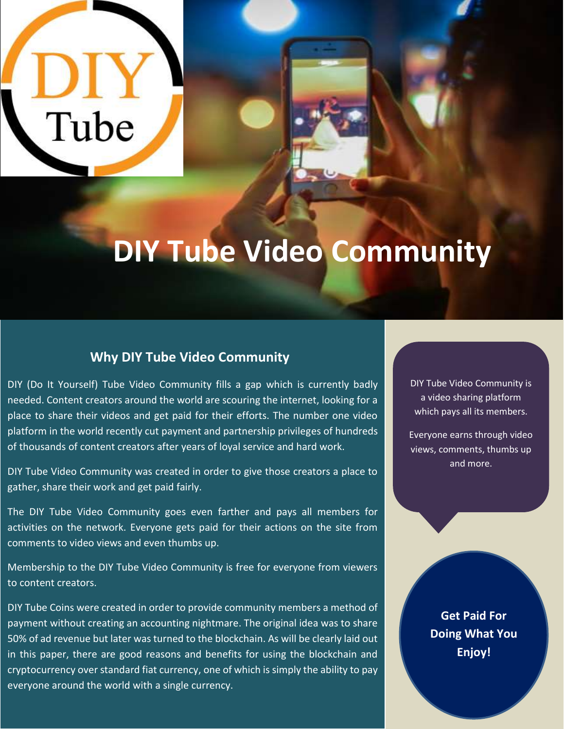# DIY Tube Video Community

## Why DIY Tube Video Community

DIY (Do It Yourself) Tube Video Community fills a gap which is currently badly needed. Content creators around the world are scouring the internet, looking for a place to share their videos and get paid for their efforts. The number one video platform in the world recently cut payment and partnership privileges of hundreds of thousands of content creators after years of loyal service and hard work.

DIY Tube Video Community was created in order to give those creators a place to gather, share their work and get paid fairly.

The DIY Tube Video Community goes even farther and pays all members for activities on the network. Everyone gets paid for their actions on the site from comments to video views and even thumbs up.

Membership to the DIY Tube Video Community is free for everyone from viewers to content creators.

DIY Tube Coins were created in order to provide community members a method of payment without creating an accounting nightmare. The original idea was to share 50% of ad revenue but later was turned to the blockchain. As will be clearly laid out in this paper, there are good reasons and benefits for using the blockchain and cryptocurrency over standard fiat currency, one of which is simply the ability to pay everyone around the world with a single currency.

DIY Tube Video Community is a video sharing platform which pays all its members.

Everyone earns through video views, comments, thumbs up and more.

**Get Paid For Doing What You Enjoy!**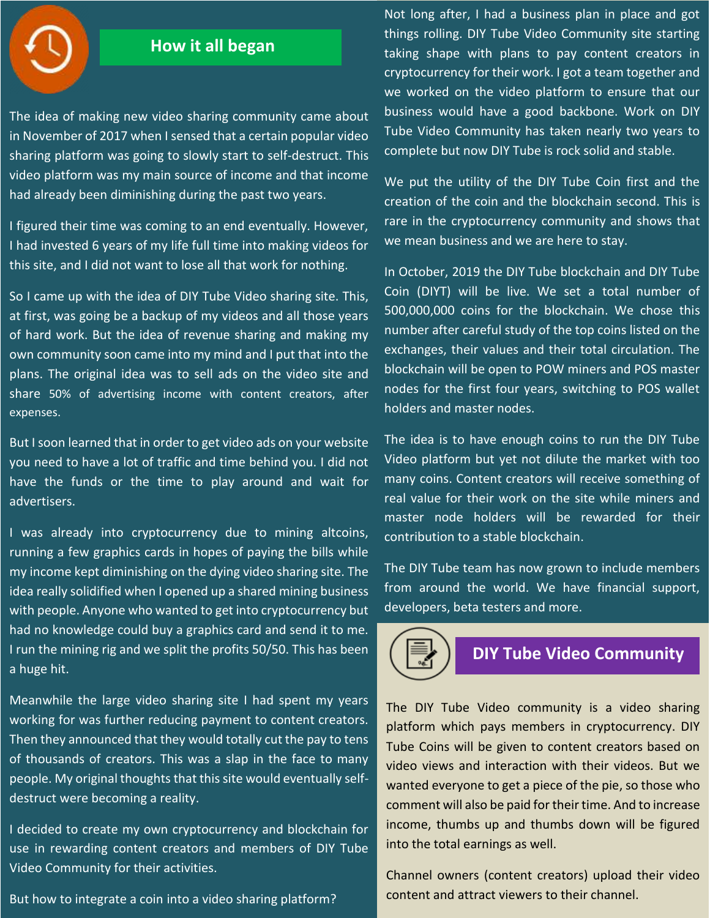## How it all began

The idea of making new video sharing community came about in November of 2017 when I sensed that a certain popular video sharing platform was going to slowly start to self-destruct. This video platform was my main source of income and that income had already been diminishing during the past two years.

I figured their time was coming to an end eventually. However, I had invested 6 years of my life full time into making videos for this site, and I did not want to lose all that work for nothing.

So I came up with the idea of DIY Tube Video sharing site. This, at first, was going be a backup of my videos and all those years of hard work. But the idea of revenue sharing and making my own community soon came into my mind and I put that into the plans. The original idea was to sell ads on the video site and share 50% of advertising income with content creators, after expenses.

But I soon learned that in order to get video ads on your website you need to have a lot of traffic and time behind you. I did not have the funds or the time to play around and wait for advertisers.

I was already into cryptocurrency due to mining altcoins, running a few graphics cards in hopes of paying the bills while my income kept diminishing on the dying video sharing site. The idea really solidified when I opened up a shared mining business with people. Anyone who wanted to get into cryptocurrency but had no knowledge could buy a graphics card and send it to me. I run the mining rig and we split the profits 50/50. This has been a huge hit.

Meanwhile the large video sharing site I had spent my years working for was further reducing payment to content creators. Then they announced that they would totally cut the pay to tens of thousands of creators. This was a slap in the face to many people. My original thoughts that this site would eventually self-destruct were becoming a reality.

I decided to create my own cryptocurrency and blockchain for use in rewarding content creators and members of DIY Tube Video Community for their activities.

But how to integrate a coin into a video sharing platform?

Not long after, I had a business plan in place and got things rolling. DIY Tube Video Community site starting taking shape with plans to pay content creators in cryptocurrency for their work. I got a team together and we worked on the video platform to ensure that our business would have a good backbone. Work on DIY Tube Video Community has taken nearly two years to complete but now DIY Tube is rock solid and stable.

We put the utility of the DIY Tube Coin first and the creation of the coin and the blockchain second. This is rare in the cryptocurrency community and shows that we mean business and we are here to stay.

In October, 2019 the DIY Tube blockchain and DIY Tube Coin (DIYT) will be live. We set a total number of 500,000,000 coins for the blockchain. We chose this number after careful study of the top coins listed on the exchanges, their values and their total circulation. The blockchain will be open to POW miners and POS master nodes for the first four years, switching to POS wallet holders and master nodes.

The idea is to have enough coins to run the DIY Tube Video platform but yet not dilute the market with too many coins. Content creators will receive something of real value for their work on the site while miners and master node holders will be rewarded for their contribution to a stable blockchain.

The DIY Tube team has now grown to include members from around the world. We have financial support, developers, beta testers and more.

## DIY Tube Video Community

The DIY Tube Video community is a video sharing platform which pays members in cryptocurrency. DIY Tube Coins will be given to content creators based on video views and interaction with their videos. But we wanted everyone to get a piece of the pie, so those who comment will also be paid for their time. And to increase income, thumbs up and thumbs down will be figured into the total earnings as well.

Channel owners (content creators) upload their video content and attract viewers to their channel.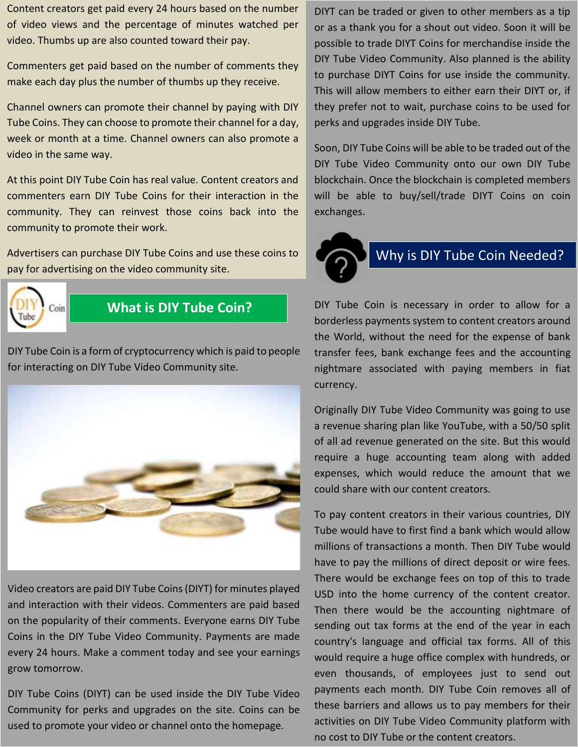Content creators get paid every 24 hours based on the number of video views and the percentage of minutes watched per video. Thumbs up are also counted toward their pay.

Commenters get paid based on the number of comments they make each day plus the number of thumbs up they receive.

Channel owners can promote their channel by paying with DIY Tube Coins. They can choose to promote their channel for a day, week or month at a time. Channel owners can also promote a video in the same way.

At this point DIY Tube Coin has real value. Content creators and commenters earn DIY Tube Coins for their interaction in the community. They can reinvest those coins back into the community to promote their work.

Advertisers can purchase DIY Tube Coins and use these coins to pay for advertising on the video community site.

## What is DIY Tube Coin?

DIY Tube Coin is a form of cryptocurrency which is paid to people for interacting on DIY Tube Video Community site.

Video creators are paid DIY Tube Coins (DIYT) for minutes played and interaction with their videos. Commenters are paid based on the popularity of their comments. Everyone earns DIY Tube Coins in the DIY Tube Video Community. Payments are made every 24 hours. Make a comment today and see your earnings grow tomorrow.

DIY Tube Coins (DIYT) can be used inside the DIY Tube Video Community for perks and upgrades on the site. Coins can be used to promote your video or channel onto the homepage.

DIYT can be traded or given to other members as a tip or as a thank you for a shout out video. Soon it will be possible to trade DIYT Coins for merchandise inside the DIY Tube Video Community. Also planned is the ability to purchase DIYT Coins for use inside the community. This will allow members to either earn their DIYT or, if they prefer not to wait, purchase coins to be used for perks and upgrades inside DIY Tube.

Soon, DIY Tube Coins will be able to be traded out of the DIY Tube Video Community onto our own DIY Tube blockchain. Once the blockchain is completed members will be able to buy/sell/trade DIYT Coins on coin exchanges.

## Why is DIY Tube Coin Needed?

DIY Tube Coin is necessary in order to allow for a borderless payments system to content creators around the World, without the need for the expense of bank transfer fees, bank exchange fees and the accounting nightmare associated with paying members in fiat currency.

Originally DIY Tube Video Community was going to use a revenue sharing plan like YouTube, with a 50/50 split of all ad revenue generated on the site. But this would require a huge accounting team along with added expenses, which would reduce the amount that we could share with our content creators.

To pay content creators in their various countries, DIY Tube would have to first find a bank which would allow millions of transactions a month. Then DIY Tube would have to pay the millions of direct deposit or wire fees. There would be exchange fees on top of this to trade USD into the home currency of the content creator. Then there would be the accounting nightmare of sending out tax forms at the end of the year in each country's language and official tax forms. All of this would require a huge office complex with hundreds, or even thousands, of employees just to send out payments each month. DIY Tube Coin removes all of these barriers and allows us to pay members for their activities on DIY Tube Video Community platform with no cost to DIY Tube or the content creators.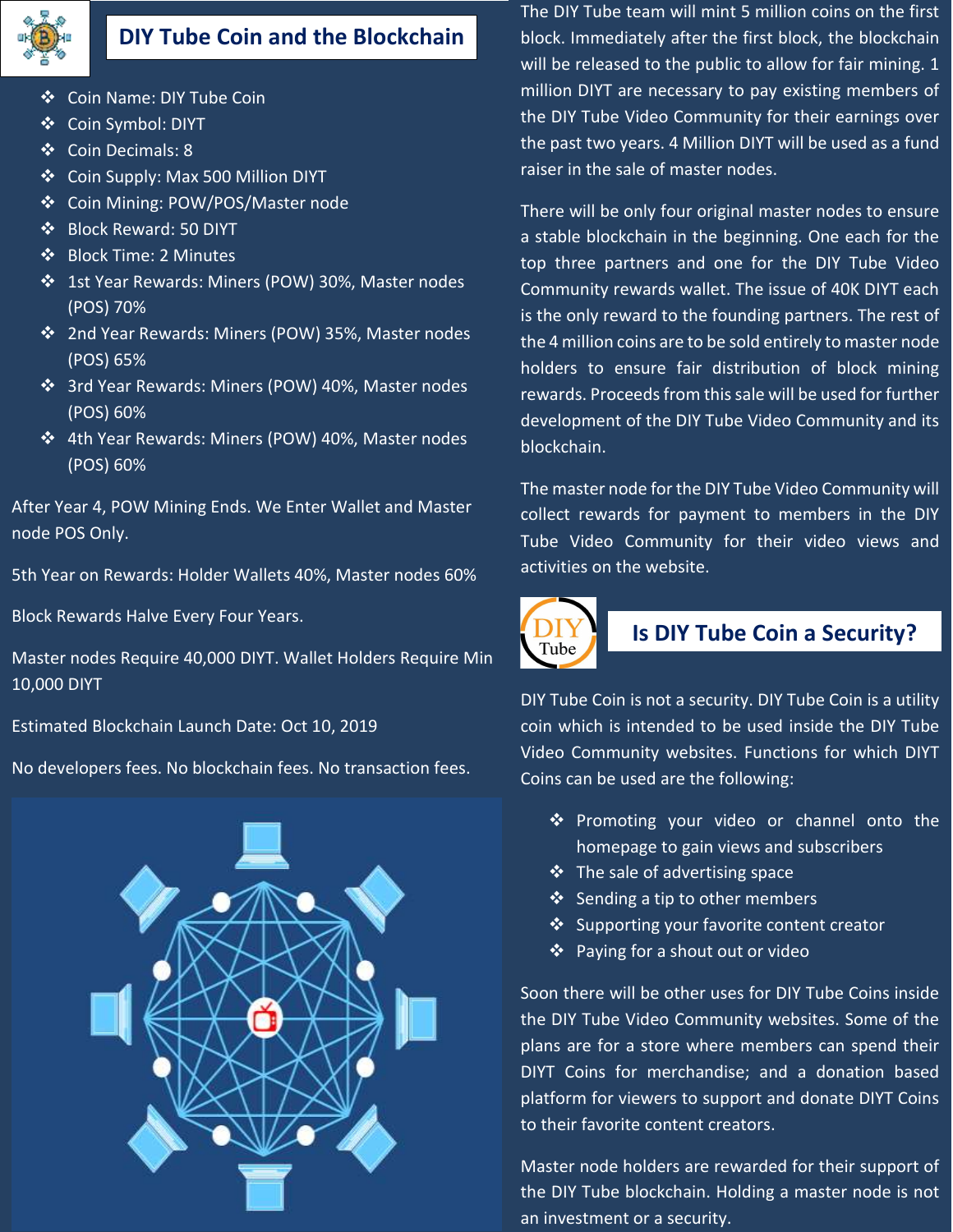## DIY Tube Coin and the Blockchain

- Coin Name: DIY Tube Coin
- Coin Symbol: DIYT
- Coin Decimals: 8
- Coin Supply: Max 500 Million DIYT
- Coin Mining: POW/POS/Master node
- Block Reward: 50 DIYT
- Block Time: 2 Minutes
- 1st Year Rewards: Miners (POW) 30%, Master nodes (POS) 70%
- 2nd Year Rewards: Miners (POW) 35%, Master nodes (POS) 65%
- 3rd Year Rewards: Miners (POW) 40%, Master nodes (POS) 60%
- 4th Year Rewards: Miners (POW) 40%, Master nodes (POS) 60%

After Year 4, POW Mining Ends. We Enter Wallet and Master node POS Only.

5th Year on Rewards: Holder Wallets 40%, Master nodes 60%

Block Rewards Halve Every Four Years.

Master nodes Require 40,000 DIYT. Wallet Holders Require Min 10,000 DIYT

Estimated Blockchain Launch Date: Oct 10, 2019

No developers fees. No blockchain fees. No transaction fees.

The DIY Tube team will mint 5 million coins on the first block. Immediately after the first block, the blockchain will be released to the public to allow for fair mining. 1 million DIYT are necessary to pay existing members of the DIY Tube Video Community for their earnings over the past two years. 4 Million DIYT will be used as a fund raiser in the sale of master nodes.

There will be only four original master nodes to ensure a stable blockchain in the beginning. One each for the top three partners and one for the DIY Tube Video Community rewards wallet. The issue of 40K DIYT each is the only reward to the founding partners. The rest of the 4 million coins are to be sold entirely to master node holders to ensure fair distribution of block mining rewards. Proceeds from this sale will be used for further development of the DIY Tube Video Community and its blockchain.

The master node for the DIY Tube Video Community will collect rewards for payment to members in the DIY Tube Video Community for their video views and activities on the website.

## Is DIY Tube Coin a Security?

DIY Tube Coin is not a security. DIY Tube Coin is a utility coin which is intended to be used inside the DIY Tube Video Community websites. Functions for which DIYT Coins can be used are the following:

- Promoting your video or channel onto the homepage to gain views and subscribers
- The sale of advertising space
- Sending a tip to other members
- Supporting your favorite content creator
- Paying for a shout out or video

Soon there will be other uses for DIY Tube Coins inside the DIY Tube Video Community websites. Some of the plans are for a store where members can spend their DIYT Coins for merchandise; and a donation based platform for viewers to support and donate DIYT Coins to their favorite content creators.

Master node holders are rewarded for their support of the DIY Tube blockchain. Holding a master node is not an investment or a security.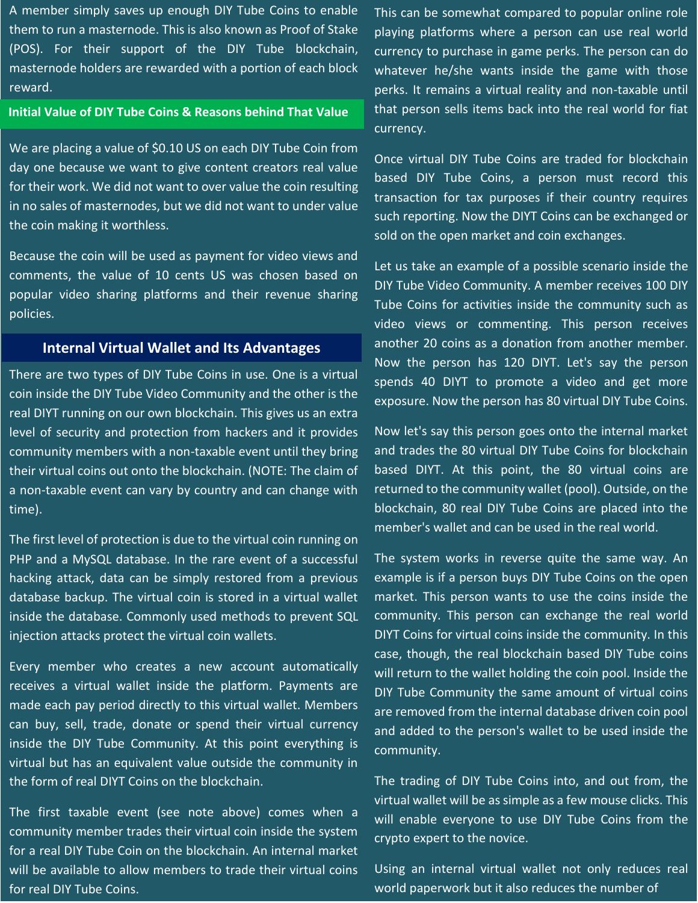A member simply saves up enough DIY Tube Coins to enable them to run a masternode. This is also known as Proof of Stake (POS). For their support of the DIY Tube blockchain, masternode holders are rewarded with a portion of each block reward.

## Initial Value of DIY Tube Coins & Reasons behind That Value

We are placing a value of $0.10 US on each DIY Tube Coin from day one because we want to give content creators real value for their work. We did not want to over value the coin resulting in no sales of masternodes, but we did not want to under value the coin making it worthless.

Because the coin will be used as payment for video views and comments, the value of 10 cents US was chosen based on popular video sharing platforms and their revenue sharing policies.

## Internal Virtual Wallet and Its Advantages

There are two types of DIY Tube Coins in use. One is a virtual coin inside the DIY Tube Video Community and the other is the real DIYT running on our own blockchain. This gives us an extra level of security and protection from hackers and it provides community members with a non-taxable event until they bring their virtual coins out onto the blockchain. (NOTE: The claim of a non-taxable event can vary by country and can change with time).

The first level of protection is due to the virtual coin running on PHP and a MySQL database. In the rare event of a successful hacking attack, data can be simply restored from a previous database backup. The virtual coin is stored in a virtual wallet inside the database. Commonly used methods to prevent SQL injection attacks protect the virtual coin wallets.

Every member who creates a new account automatically receives a virtual wallet inside the platform. Payments are made each pay period directly to this virtual wallet. Members can buy, sell, trade, donate or spend their virtual currency inside the DIY Tube Community. At this point everything is virtual but has an equivalent value outside the community in the form of real DIYT Coins on the blockchain.

The first taxable event (see note above) comes when a community member trades their virtual coin inside the system for a real DIY Tube Coin on the blockchain. An internal market will be available to allow members to trade their virtual coins for real DIY Tube Coins.

This can be somewhat compared to popular online role playing platforms where a person can use real world currency to purchase in game perks. The person can do whatever he/she wants inside the game with those perks. It remains a virtual reality and non-taxable until that person sells items back into the real world for fiat currency.

Once virtual DIY Tube Coins are traded for blockchain based DIY Tube Coins, a person must record this transaction for tax purposes if their country requires such reporting. Now the DIYT Coins can be exchanged or sold on the open market and coin exchanges.

Let us take an example of a possible scenario inside the DIY Tube Video Community. A member receives 100 DIY Tube Coins for activities inside the community such as video views or commenting. This person receives another 20 coins as a donation from another member. Now the person has 120 DIYT. Let's say the person spends 40 DIYT to promote a video and get more exposure. Now the person has 80 virtual DIY Tube Coins.

Now let's say this person goes onto the internal market and trades the 80 virtual DIY Tube Coins for blockchain based DIYT. At this point, the 80 virtual coins are returned to the community wallet (pool). Outside, on the blockchain, 80 real DIY Tube Coins are placed into the member's wallet and can be used in the real world.

The system works in reverse quite the same way. An example is if a person buys DIY Tube Coins on the open market. This person wants to use the coins inside the community. This person can exchange the real world DIYT Coins for virtual coins inside the community. In this case, though, the real blockchain based DIY Tube coins will return to the wallet holding the coin pool. Inside the DIY Tube Community the same amount of virtual coins are removed from the internal database driven coin pool and added to the person's wallet to be used inside the community.

The trading of DIY Tube Coins into, and out from, the virtual wallet will be as simple as a few mouse clicks. This will enable everyone to use DIY Tube Coins from the crypto expert to the novice.

Using an internal virtual wallet not only reduces real world paperwork but it also reduces the number of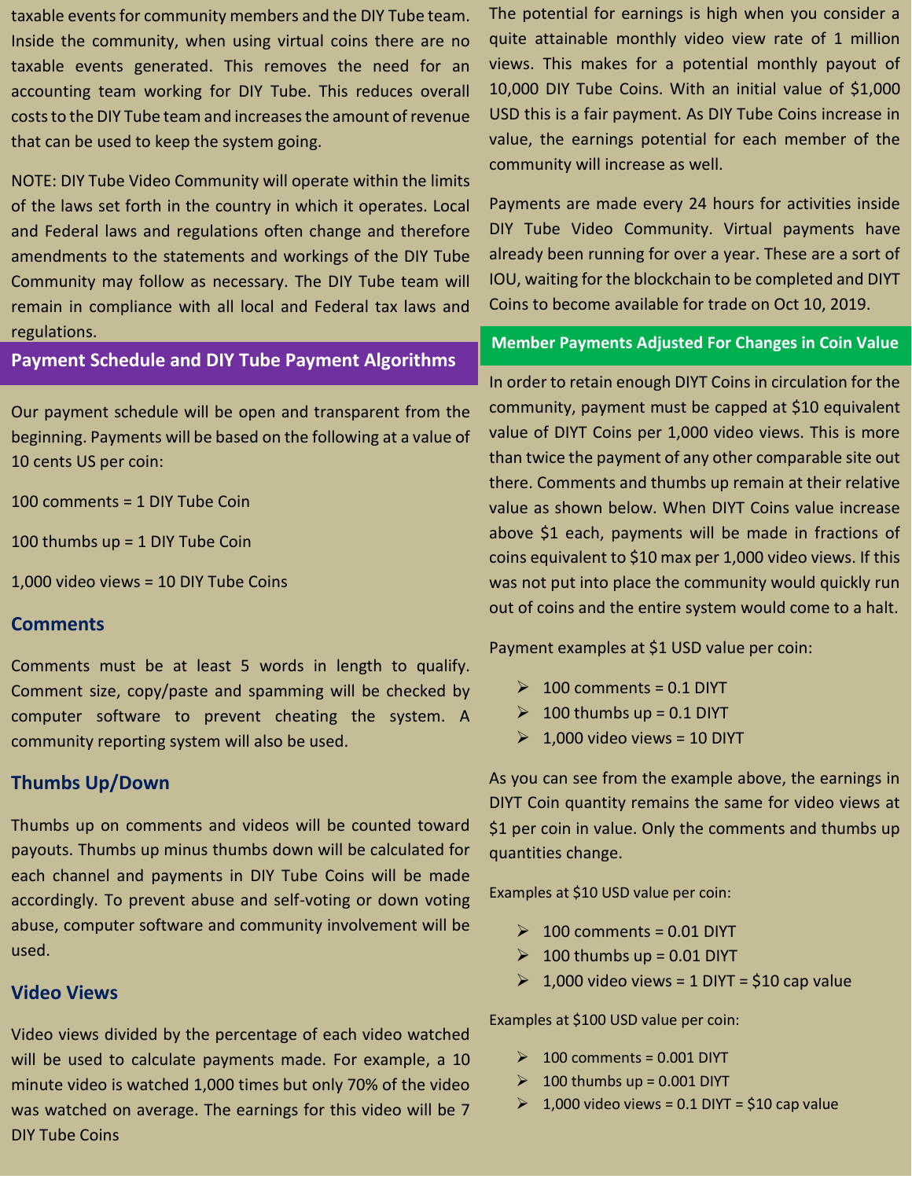taxable events for community members and the DIY Tube team. Inside the community, when using virtual coins there are no taxable events generated. This removes the need for an accounting team working for DIY Tube. This reduces overall costs to the DIY Tube team and increases the amount of revenue that can be used to keep the system going.

NOTE: DIY Tube Video Community will operate within the limits of the laws set forth in the country in which it operates. Local and Federal laws and regulations often change and therefore amendments to the statements and workings of the DIY Tube Community may follow as necessary. The DIY Tube team will remain in compliance with all local and Federal tax laws and regulations.

## Payment Schedule and DIY Tube Payment Algorithms

Our payment schedule will be open and transparent from the beginning. Payments will be based on the following at a value of 10 cents US per coin:

100 comments = 1 DIY Tube Coin

100 thumbs up = 1 DIY Tube Coin

1,000 video views = 10 DIY Tube Coins

### Comments

Comments must be at least 5 words in length to qualify. Comment size, copy/paste and spamming will be checked by computer software to prevent cheating the system. A community reporting system will also be used.

### Thumbs Up/Down

Thumbs up on comments and videos will be counted toward payouts. Thumbs up minus thumbs down will be calculated for each channel and payments in DIY Tube Coins will be made accordingly. To prevent abuse and self-voting or down voting abuse, computer software and community involvement will be used.

### Video Views

Video views divided by the percentage of each video watched will be used to calculate payments made. For example, a 10 minute video is watched 1,000 times but only 70% of the video was watched on average. The earnings for this video will be 7 DIY Tube Coins

The potential for earnings is high when you consider a quite attainable monthly video view rate of 1 million views. This makes for a potential monthly payout of 10,000 DIY Tube Coins. With an initial value of $1,000 USD this is a fair payment. As DIY Tube Coins increase in value, the earnings potential for each member of the community will increase as well.

Payments are made every 24 hours for activities inside DIY Tube Video Community. Virtual payments have already been running for over a year. These are a sort of IOU, waiting for the blockchain to be completed and DIYT Coins to become available for trade on Oct 10, 2019.

## Member Payments Adjusted For Changes in Coin Value

In order to retain enough DIYT Coins in circulation for the community, payment must be capped at $10 equivalent value of DIYT Coins per 1,000 video views. This is more than twice the payment of any other comparable site out there. Comments and thumbs up remain at their relative value as shown below. When DIYT Coins value increase above $1 each, payments will be made in fractions of coins equivalent to $10 max per 1,000 video views. If this was not put into place the community would quickly run out of coins and the entire system would come to a halt.

Payment examples at $1 USD value per coin:

- 100 comments = 0.1 DIYT
- 100 thumbs up = 0.1 DIYT
- 1,000 video views = 10 DIYT

As you can see from the example above, the earnings in DIYT Coin quantity remains the same for video views at $1 per coin in value. Only the comments and thumbs up quantities change.

Examples at $10 USD value per coin:

- 100 comments = 0.01 DIYT
- 100 thumbs up = 0.01 DIYT
- 1,000 video views = 1 DIYT = $10 cap value

Examples at $100 USD value per coin:

- 100 comments = 0.001 DIYT
- 100 thumbs up = 0.001 DIYT
- 1,000 video views = 0.1 DIYT = $10 cap value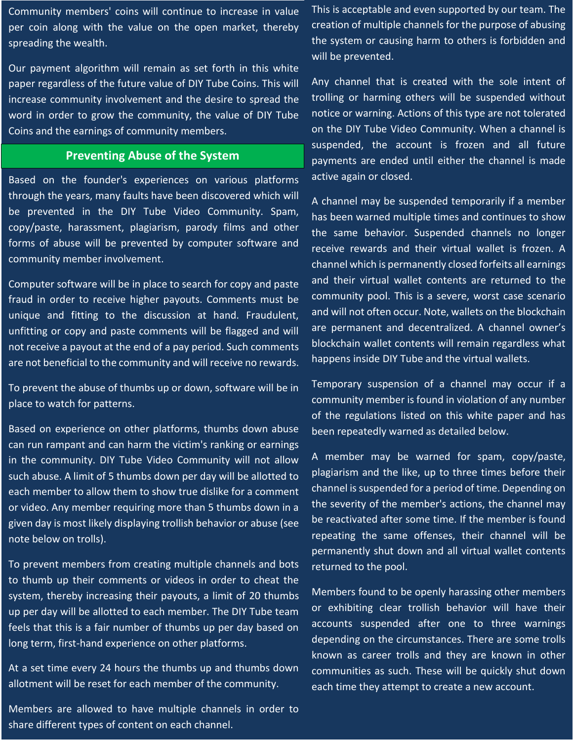Community members' coins will continue to increase in value per coin along with the value on the open market, thereby spreading the wealth.

Our payment algorithm will remain as set forth in this white paper regardless of the future value of DIY Tube Coins. This will increase community involvement and the desire to spread the word in order to grow the community, the value of DIY Tube Coins and the earnings of community members.

## Preventing Abuse of the System

Based on the founder's experiences on various platforms through the years, many faults have been discovered which will be prevented in the DIY Tube Video Community. Spam, copy/paste, harassment, plagiarism, parody films and other forms of abuse will be prevented by computer software and community member involvement.

Computer software will be in place to search for copy and paste fraud in order to receive higher payouts. Comments must be unique and fitting to the discussion at hand. Fraudulent, unfitting or copy and paste comments will be flagged and will not receive a payout at the end of a pay period. Such comments are not beneficial to the community and will receive no rewards.

To prevent the abuse of thumbs up or down, software will be in place to watch for patterns.

Based on experience on other platforms, thumbs down abuse can run rampant and can harm the victim's ranking or earnings in the community. DIY Tube Video Community will not allow such abuse. A limit of 5 thumbs down per day will be allotted to each member to allow them to show true dislike for a comment or video. Any member requiring more than 5 thumbs down in a given day is most likely displaying trollish behavior or abuse (see note below on trolls).

To prevent members from creating multiple channels and bots to thumb up their comments or videos in order to cheat the system, thereby increasing their payouts, a limit of 20 thumbs up per day will be allotted to each member. The DIY Tube team feels that this is a fair number of thumbs up per day based on long term, first-hand experience on other platforms.

At a set time every 24 hours the thumbs up and thumbs down allotment will be reset for each member of the community.

Members are allowed to have multiple channels in order to share different types of content on each channel. This is acceptable and even supported by our team. The creation of multiple channels for the purpose of abusing the system or causing harm to others is forbidden and will be prevented.

Any channel that is created with the sole intent of trolling or harming others will be suspended without notice or warning. Actions of this type are not tolerated on the DIY Tube Video Community. When a channel is suspended, the account is frozen and all future payments are ended until either the channel is made active again or closed.

A channel may be suspended temporarily if a member has been warned multiple times and continues to show the same behavior. Suspended channels no longer receive rewards and their virtual wallet is frozen. A channel which is permanently closed forfeits all earnings and their virtual wallet contents are returned to the community pool. This is a severe, worst case scenario and will not often occur. Note, wallets on the blockchain are permanent and decentralized. A channel owner's blockchain wallet contents will remain regardless what happens inside DIY Tube and the virtual wallets.

Temporary suspension of a channel may occur if a community member is found in violation of any number of the regulations listed on this white paper and has been repeatedly warned as detailed below.

A member may be warned for spam, copy/paste, plagiarism and the like, up to three times before their channel is suspended for a period of time. Depending on the severity of the member's actions, the channel may be reactivated after some time. If the member is found repeating the same offenses, their channel will be permanently shut down and all virtual wallet contents returned to the pool.

Members found to be openly harassing other members or exhibiting clear trollish behavior will have their accounts suspended after one to three warnings depending on the circumstances. There are some trolls known as career trolls and they are known in other communities as such. These will be quickly shut down each time they attempt to create a new account.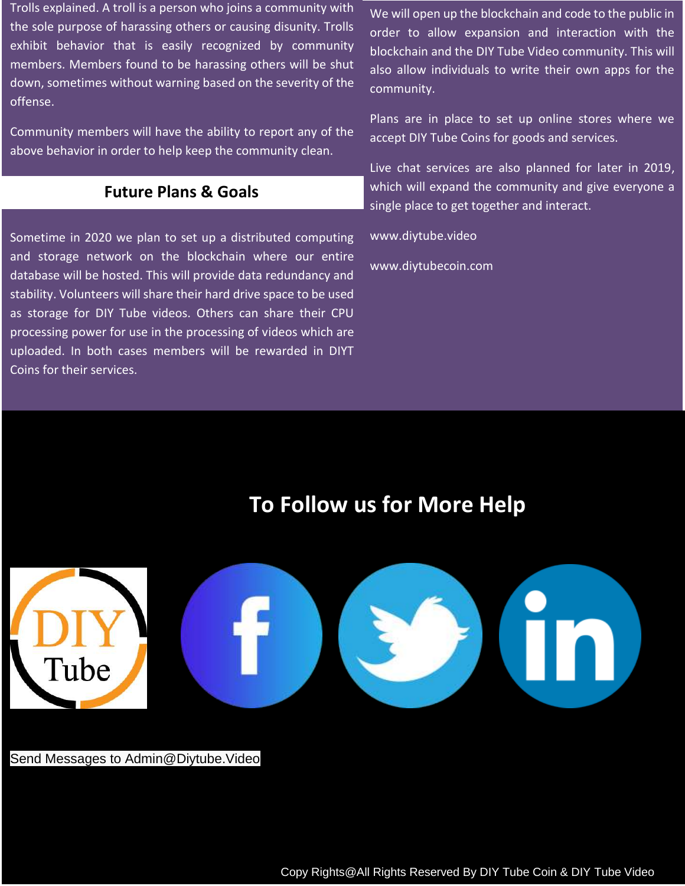Trolls explained. A troll is a person who joins a community with the sole purpose of harassing others or causing disunity. Trolls exhibit behavior that is easily recognized by community members. Members found to be harassing others will be shut down, sometimes without warning based on the severity of the offense.

Community members will have the ability to report any of the above behavior in order to help keep the community clean.

## Future Plans & Goals

Sometime in 2020 we plan to set up a distributed computing and storage network on the blockchain where our entire database will be hosted. This will provide data redundancy and stability. Volunteers will share their hard drive space to be used as storage for DIY Tube videos. Others can share their CPU processing power for use in the processing of videos which are uploaded. In both cases members will be rewarded in DIYT Coins for their services.

We will open up the blockchain and code to the public in order to allow expansion and interaction with the blockchain and the DIY Tube Video community. This will also allow individuals to write their own apps for the community.

Plans are in place to set up online stores where we accept DIY Tube Coins for goods and services.

Live chat services are also planned for later in 2019, which will expand the community and give everyone a single place to get together and interact.

www.diytube.video

www.diytubecoin.com

## To Follow us for More Help

Send Messages to Admin@Diytube.Video

Copy Rights@All Rights Reserved By DIY Tube Coin & DIY Tube Video